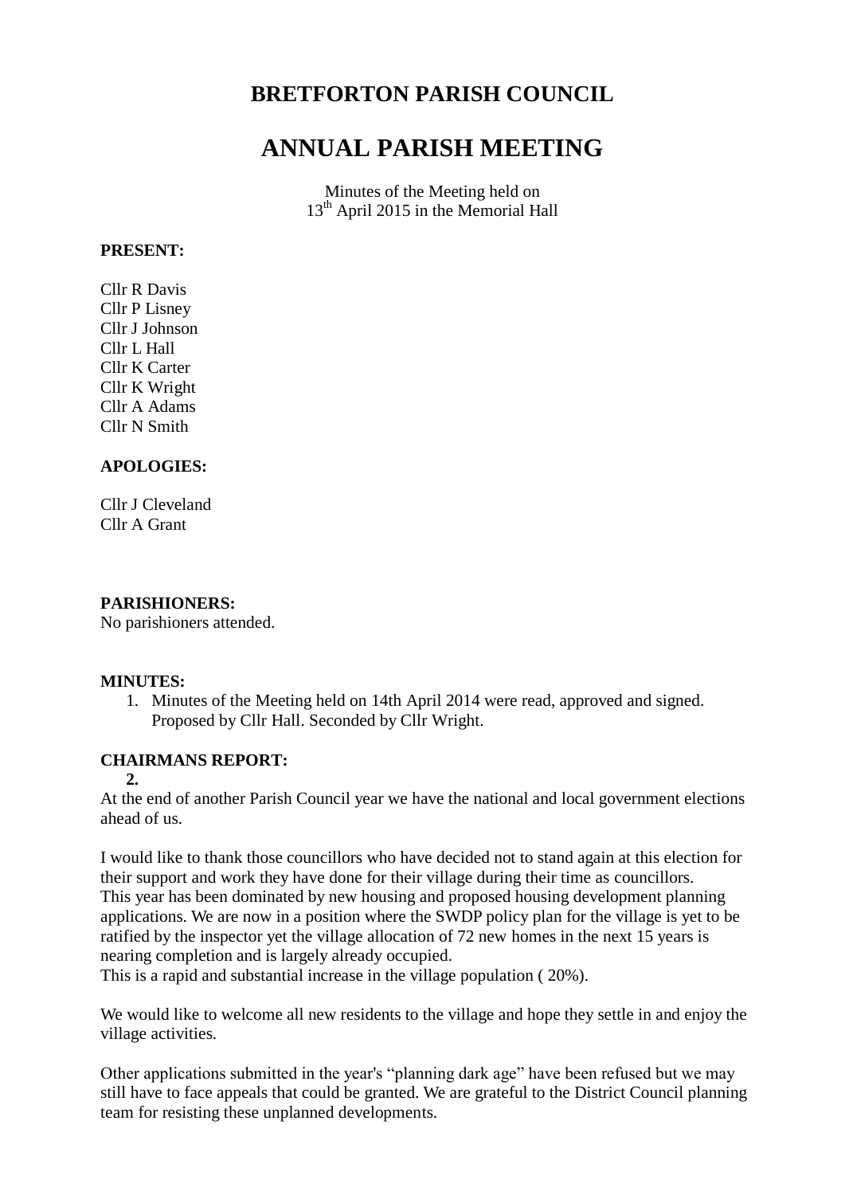# BRETFORTON PARISH COUNCIL

# ANNUAL PARISH MEETING

Minutes of the Meeting held on
13th April 2015 in the Memorial Hall

**PRESENT:**

Cllr R Davis
Cllr P Lisney
Cllr J Johnson
Cllr L Hall
Cllr K Carter
Cllr K Wright
Cllr A Adams
Cllr N Smith

**APOLOGIES:**

Cllr J Cleveland
Cllr A Grant

**PARISHIONERS:**
No parishioners attended.

**MINUTES:**

1. Minutes of the Meeting held on 14th April 2014 were read, approved and signed. Proposed by Cllr Hall. Seconded by Cllr Wright.

**CHAIRMANS REPORT:**

**2.**

At the end of another Parish Council year we have the national and local government elections ahead of us.

I would like to thank those councillors who have decided not to stand again at this election for their support and work they have done for their village during their time as councillors.
This year has been dominated by new housing and proposed housing development planning applications. We are now in a position where the SWDP policy plan for the village is yet to be ratified by the inspector yet the village allocation of 72 new homes in the next 15 years is nearing completion and is largely already occupied.
This is a rapid and substantial increase in the village population ( 20%).

We would like to welcome all new residents to the village and hope they settle in and enjoy the village activities.

Other applications submitted in the year's "planning dark age" have been refused but we may still have to face appeals that could be granted. We are grateful to the District Council planning team for resisting these unplanned developments.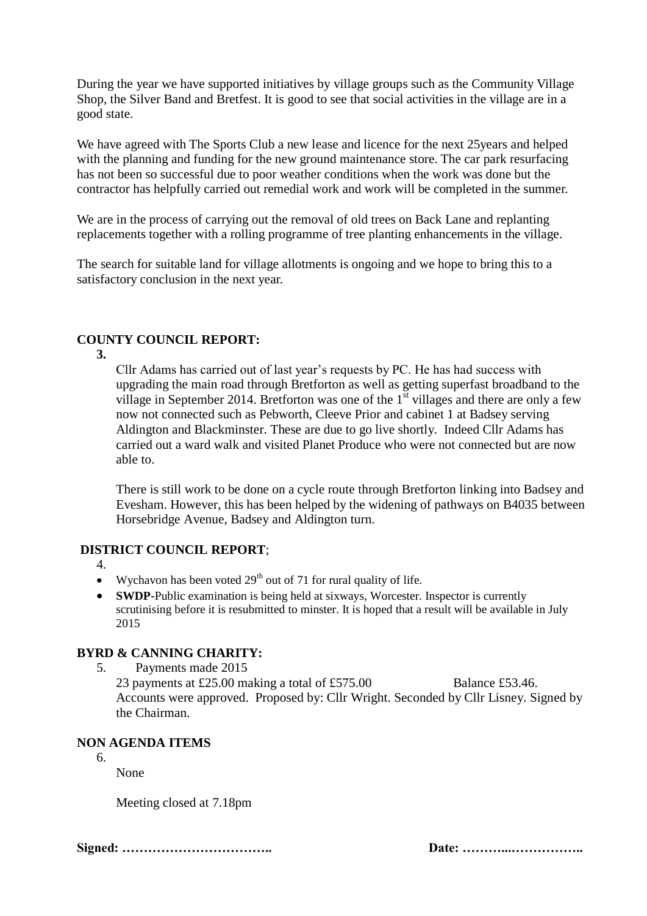During the year we have supported initiatives by village groups such as the Community Village Shop, the Silver Band and Bretfest. It is good to see that social activities in the village are in a good state.

We have agreed with The Sports Club a new lease and licence for the next 25years and helped with the planning and funding for the new ground maintenance store. The car park resurfacing has not been so successful due to poor weather conditions when the work was done but the contractor has helpfully carried out remedial work and work will be completed in the summer.

We are in the process of carrying out the removal of old trees on Back Lane and replanting replacements together with a rolling programme of tree planting enhancements in the village.

The search for suitable land for village allotments is ongoing and we hope to bring this to a satisfactory conclusion in the next year.

**COUNTY COUNCIL REPORT:**

**3.**

Cllr Adams has carried out of last year's requests by PC. He has had success with upgrading the main road through Bretforton as well as getting superfast broadband to the village in September 2014. Bretforton was one of the 1st villages and there are only a few now not connected such as Pebworth, Cleeve Prior and cabinet 1 at Badsey serving Aldington and Blackminster. These are due to go live shortly. Indeed Cllr Adams has carried out a ward walk and visited Planet Produce who were not connected but are now able to.

There is still work to be done on a cycle route through Bretforton linking into Badsey and Evesham. However, this has been helped by the widening of pathways on B4035 between Horsebridge Avenue, Badsey and Aldington turn.

**DISTRICT COUNCIL REPORT**;

4.

- Wychavon has been voted 29th out of 71 for rural quality of life.
- **SWDP**-Public examination is being held at sixways, Worcester. Inspector is currently scrutinising before it is resubmitted to minster. It is hoped that a result will be available in July 2015

**BYRD & CANNING CHARITY:**

5. Payments made 2015

23 payments at £25.00 making a total of £575.00 Balance £53.46.
Accounts were approved. Proposed by: Cllr Wright. Seconded by Cllr Lisney. Signed by the Chairman.

**NON AGENDA ITEMS**

6.

None

Meeting closed at 7.18pm

**Signed: ……………………………..** **Date: ………..……………..**